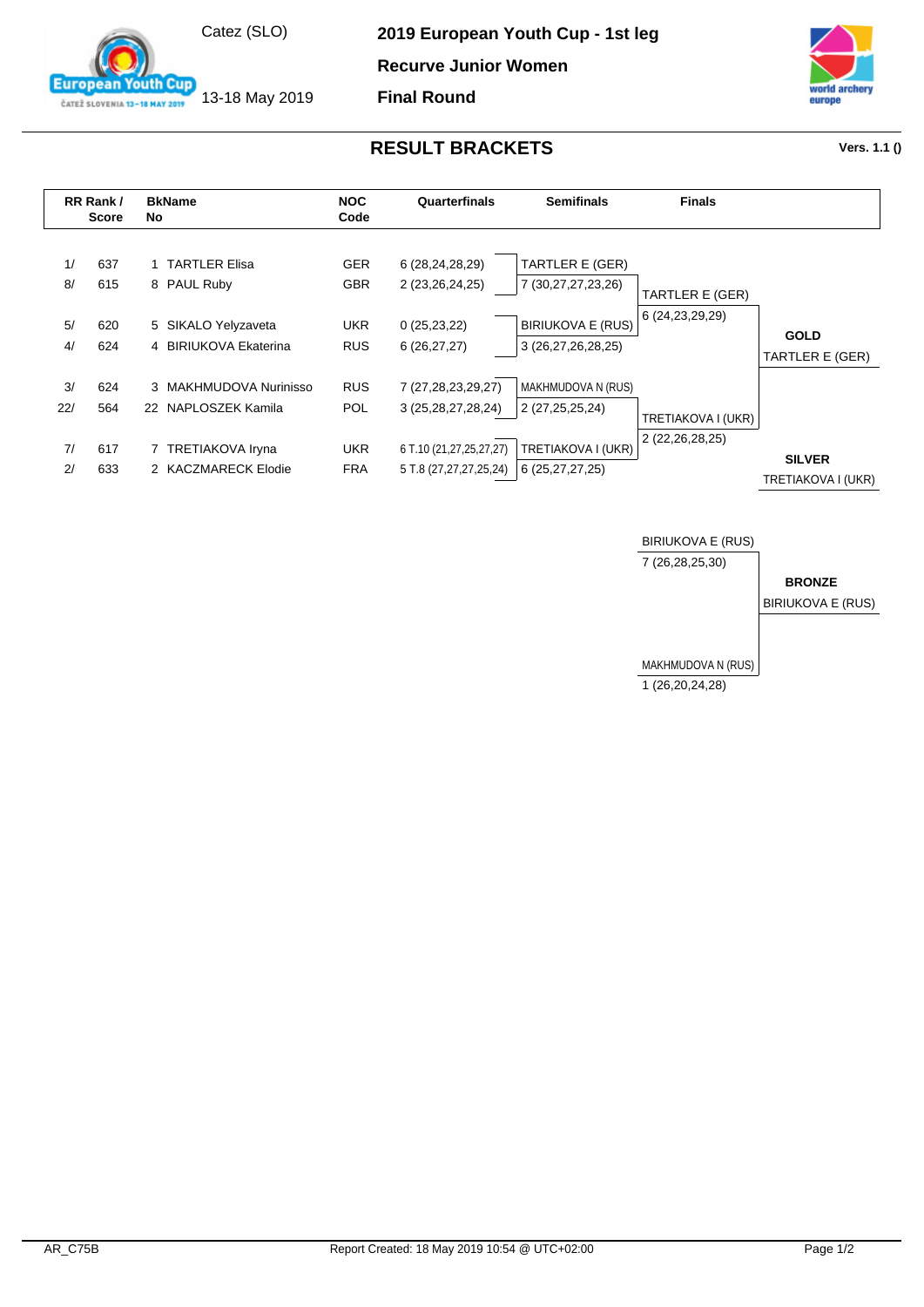Catez (SLO)

13-18 May 2019

**2019 European Youth Cup - 1st leg**

**Recurve Junior Women**

**Final Round**

# RESULT BRACKETS

**Vers. 1.1 ()**

| RR Rank / Score | | BkName No | | NOC Code | Quarterfinals | Semifinals | Finals | |
|---|---|---|---|---|---|---|---|---|
| 1/ | 637 | 1 | TARTLER Elisa | GER | 6 (28,24,28,29) | TARTLER E (GER) | | |
| 8/ | 615 | 8 | PAUL Ruby | GBR | 2 (23,26,24,25) | 7 (30,27,27,23,26) | TARTLER E (GER) | |
| | | | | | | | 6 (24,23,29,29) | |
| 5/ | 620 | 5 | SIKALO Yelyzaveta | UKR | 0 (25,23,22) | BIRIUKOVA E (RUS) | | **GOLD** |
| 4/ | 624 | 4 | BIRIUKOVA Ekaterina | RUS | 6 (26,27,27) | 3 (26,27,26,28,25) | | TARTLER E (GER) |
| 3/ | 624 | 3 | MAKHMUDOVA Nurinisso | RUS | 7 (27,28,23,29,27) | MAKHMUDOVA N (RUS) | | |
| 22/ | 564 | 22 | NAPLOSZEK Kamila | POL | 3 (25,28,27,28,24) | 2 (27,25,25,24) | TRETIAKOVA I (UKR) | |
| | | | | | | | 2 (22,26,28,25) | |
| 7/ | 617 | 7 | TRETIAKOVA Iryna | UKR | 6 T.10 (21,27,25,27,27) | TRETIAKOVA I (UKR) | | **SILVER** |
| 2/ | 633 | 2 | KACZMARECK Elodie | FRA | 5 T.8 (27,27,27,25,24) | 6 (25,27,27,25) | | TRETIAKOVA I (UKR) |

**Bronze Match**

| Finals | |
|---|---|
| BIRIUKOVA E (RUS) | |
| 7 (26,28,25,30) | **BRONZE** |
| | BIRIUKOVA E (RUS) |
| MAKHMUDOVA N (RUS) | |
| 1 (26,20,24,28) | |

AR_C75B

Report Created: 18 May 2019 10:54 @ UTC+02:00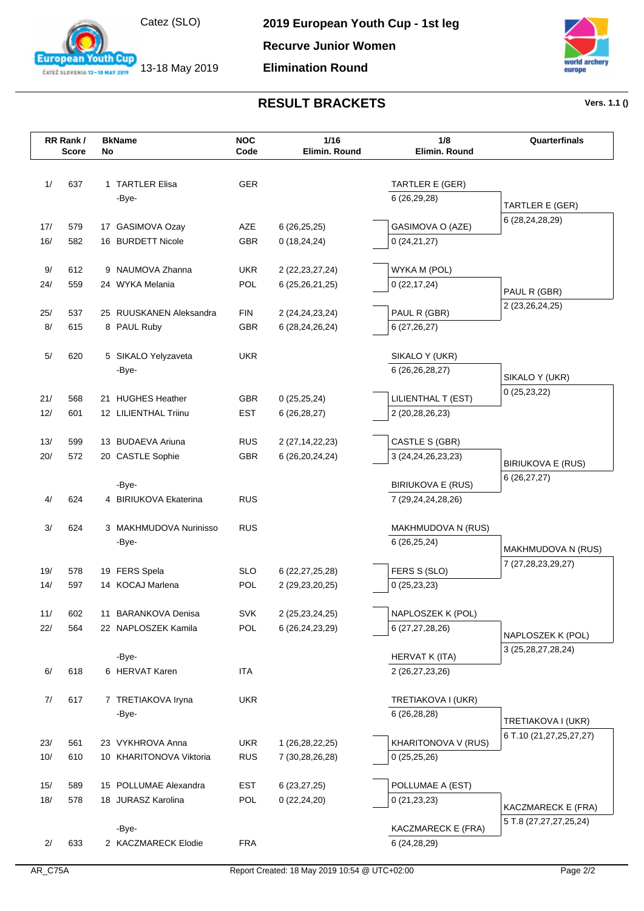Catez (SLO)

13-18 May 2019

**2019 European Youth Cup - 1st leg**

**Recurve Junior Women**

**Elimination Round**

## RESULT BRACKETS

**Vers. 1.1 ()**

| RR Rank / Score | | BkName No | | NOC Code | 1/16 Elimin. Round | 1/8 Elimin. Round | | Quarterfinals | |
|---|---|---|---|---|---|---|---|---|---|
| 1/ | 637 | 1 | TARTLER Elisa | GER | | TARTLER E (GER) | | | |
| | | | -Bye- | | | | 6 (26,29,28) | TARTLER E (GER) | |
| 17/ | 579 | 17 | GASIMOVA Ozay | AZE | 6 (26,25,25) | GASIMOVA O (AZE) | | | 6 (28,24,28,29) |
| 16/ | 582 | 16 | BURDETT Nicole | GBR | 0 (18,24,24) | | 0 (24,21,27) | | |
| 9/ | 612 | 9 | NAUMOVA Zhanna | UKR | 2 (22,23,27,24) | WYKA M (POL) | | | |
| 24/ | 559 | 24 | WYKA Melania | POL | 6 (25,26,21,25) | | 0 (22,17,24) | PAUL R (GBR) | |
| 25/ | 537 | 25 | RUUSKANEN Aleksandra | FIN | 2 (24,24,23,24) | PAUL R (GBR) | | | 2 (23,26,24,25) |
| 8/ | 615 | 8 | PAUL Ruby | GBR | 6 (28,24,26,24) | | 6 (27,26,27) | | |
| 5/ | 620 | 5 | SIKALO Yelyzaveta | UKR | | SIKALO Y (UKR) | | | |
| | | | -Bye- | | | | 6 (26,26,28,27) | SIKALO Y (UKR) | |
| 21/ | 568 | 21 | HUGHES Heather | GBR | 0 (25,25,24) | LILIENTHAL T (EST) | | | 0 (25,23,22) |
| 12/ | 601 | 12 | LILIENTHAL Triinu | EST | 6 (26,28,27) | | 2 (20,28,26,23) | | |
| 13/ | 599 | 13 | BUDAEVA Ariuna | RUS | 2 (27,14,22,23) | CASTLE S (GBR) | | | |
| 20/ | 572 | 20 | CASTLE Sophie | GBR | 6 (26,20,24,24) | | 3 (24,24,26,23,23) | BIRIUKOVA E (RUS) | |
| | | | -Bye- | | | BIRIUKOVA E (RUS) | | | 6 (26,27,27) |
| 4/ | 624 | 4 | BIRIUKOVA Ekaterina | RUS | | | 7 (29,24,24,28,26) | | |
| 3/ | 624 | 3 | MAKHMUDOVA Nurinisso | RUS | | MAKHMUDOVA N (RUS) | | | |
| | | | -Bye- | | | | 6 (26,25,24) | MAKHMUDOVA N (RUS) | |
| 19/ | 578 | 19 | FERS Spela | SLO | 6 (22,27,25,28) | FERS S (SLO) | | | 7 (27,28,23,29,27) |
| 14/ | 597 | 14 | KOCAJ Marlena | POL | 2 (29,23,20,25) | | 0 (25,23,23) | | |
| 11/ | 602 | 11 | BARANKOVA Denisa | SVK | 2 (25,23,24,25) | NAPLOSZEK K (POL) | | | |
| 22/ | 564 | 22 | NAPLOSZEK Kamila | POL | 6 (26,24,23,29) | | 6 (27,27,28,26) | NAPLOSZEK K (POL) | |
| | | | -Bye- | | | HERVAT K (ITA) | | | 3 (25,28,27,28,24) |
| 6/ | 618 | 6 | HERVAT Karen | ITA | | | 2 (26,27,23,26) | | |
| 7/ | 617 | 7 | TRETIAKOVA Iryna | UKR | | TRETIAKOVA I (UKR) | | | |
| | | | -Bye- | | | | 6 (26,28,28) | TRETIAKOVA I (UKR) | |
| 23/ | 561 | 23 | VYKHROVA Anna | UKR | 1 (26,28,22,25) | KHARITONOVA V (RUS) | | | 6 T.10 (21,27,25,27,27) |
| 10/ | 610 | 10 | KHARITONOVA Viktoria | RUS | 7 (30,28,26,28) | | 0 (25,25,26) | | |
| 15/ | 589 | 15 | POLLUMAE Alexandra | EST | 6 (23,27,25) | POLLUMAE A (EST) | | | |
| 18/ | 578 | 18 | JURASZ Karolina | POL | 0 (22,24,20) | | 0 (21,23,23) | KACZMARECK E (FRA) | |
| | | | -Bye- | | | KACZMARECK E (FRA) | | | 5 T.8 (27,27,27,25,24) |
| 2/ | 633 | 2 | KACZMARECK Elodie | FRA | | | 6 (24,28,29) | | |

AR_C75A

Report Created: 18 May 2019 10:54 @ UTC+02:00